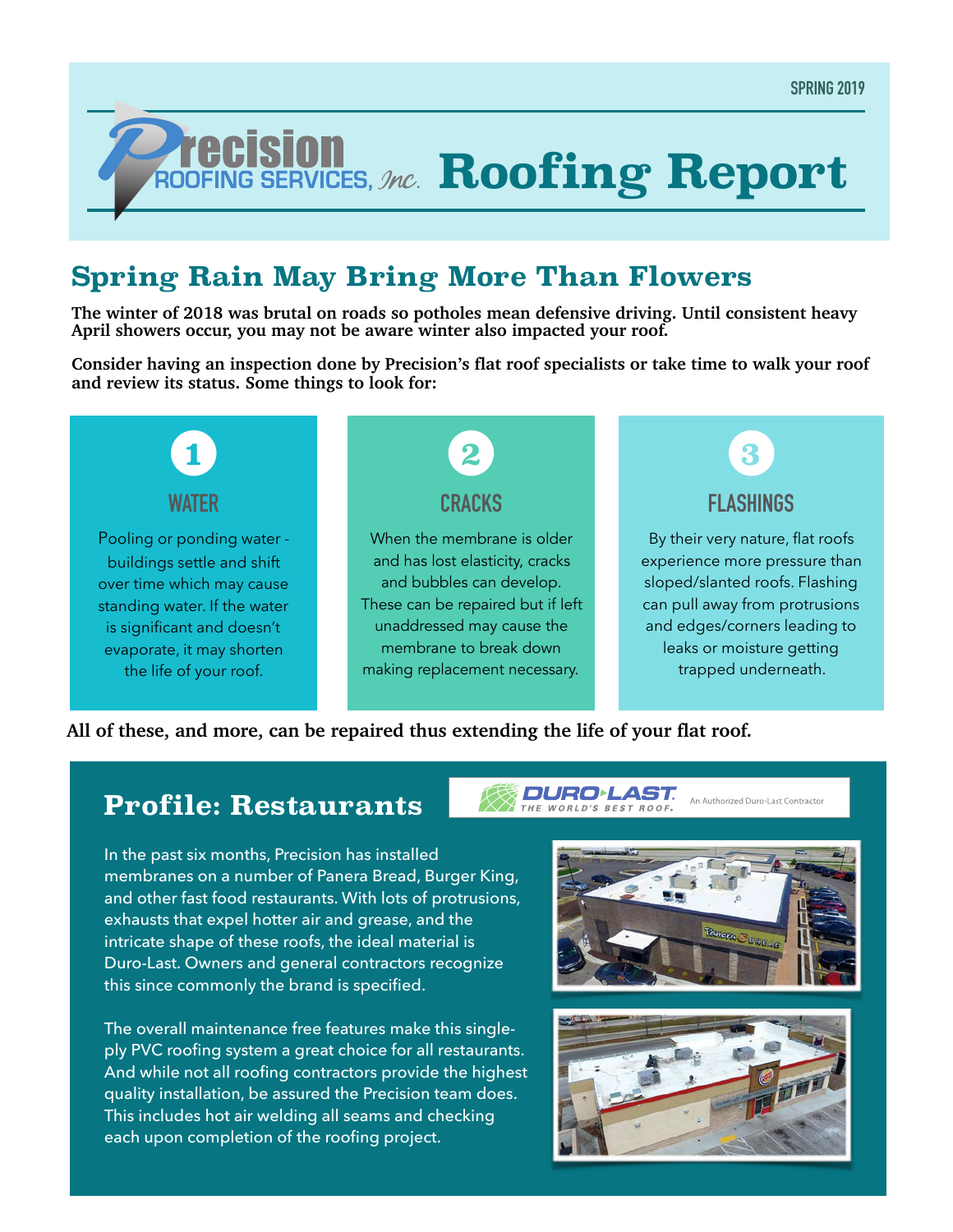SPRING 2019

# Precision Roofing Services, Inc. Roofing Report

## Spring Rain May Bring More Than Flowers

**The winter of 2018 was brutal on roads so potholes mean defensive driving. Until consistent heavy April showers occur, you may not be aware winter also impacted your roof.**

**Consider having an inspection done by Precision's flat roof specialists or take time to walk your roof and review its status. Some things to look for:**

### 1 WATER

Pooling or ponding water - buildings settle and shift over time which may cause standing water. If the water is significant and doesn't evaporate, it may shorten the life of your roof.

### 2 CRACKS

When the membrane is older and has lost elasticity, cracks and bubbles can develop. These can be repaired but if left unaddressed may cause the membrane to break down making replacement necessary.

### 3 FLASHINGS

By their very nature, flat roofs experience more pressure than sloped/slanted roofs. Flashing can pull away from protrusions and edges/corners leading to leaks or moisture getting trapped underneath.

**All of these, and more, can be repaired thus extending the life of your flat roof.**

## Profile: Restaurants

DURO-LAST THE WORLD'S BEST ROOF. An Authorized Duro-Last Contractor

In the past six months, Precision has installed membranes on a number of Panera Bread, Burger King, and other fast food restaurants. With lots of protrusions, exhausts that expel hotter air and grease, and the intricate shape of these roofs, the ideal material is Duro-Last. Owners and general contractors recognize this since commonly the brand is specified.

The overall maintenance free features make this single-ply PVC roofing system a great choice for all restaurants. And while not all roofing contractors provide the highest quality installation, be assured the Precision team does. This includes hot air welding all seams and checking each upon completion of the roofing project.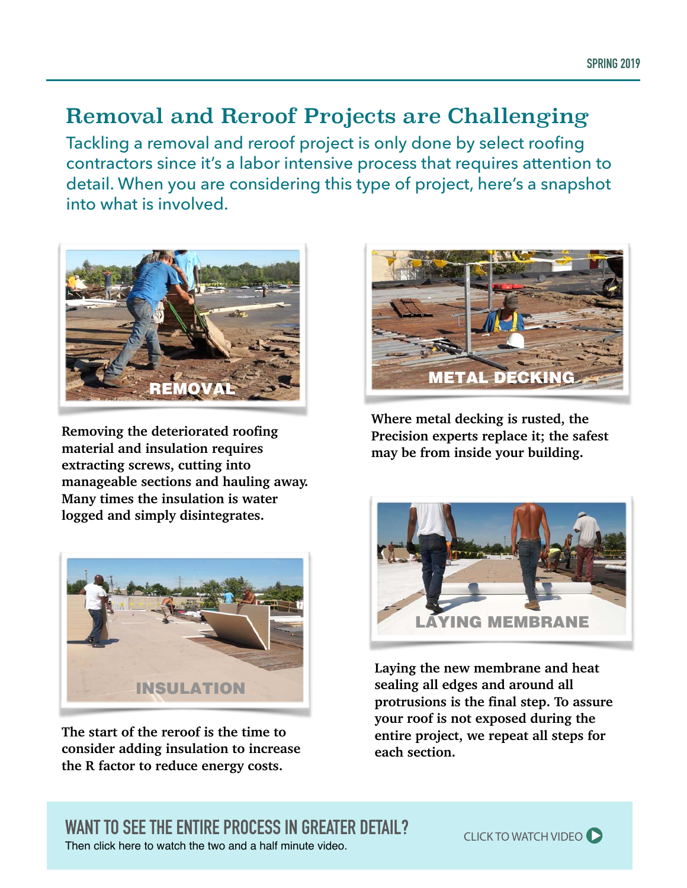# Removal and Reroof Projects are Challenging

Tackling a removal and reroof project is only done by select roofing contractors since it's a labor intensive process that requires attention to detail. When you are considering this type of project, here's a snapshot into what is involved.

REMOVAL

**Removing the deteriorated roofing material and insulation requires extracting screws, cutting into manageable sections and hauling away. Many times the insulation is water logged and simply disintegrates.**

METAL DECKING

**Where metal decking is rusted, the Precision experts replace it; the safest may be from inside your building.**

INSULATION

**The start of the reroof is the time to consider adding insulation to increase the R factor to reduce energy costs.**

LAYING MEMBRANE

**Laying the new membrane and heat sealing all edges and around all protrusions is the final step. To assure your roof is not exposed during the entire project, we repeat all steps for each section.**

## WANT TO SEE THE ENTIRE PROCESS IN GREATER DETAIL?

Then click here to watch the two and a half minute video.

CLICK TO WATCH VIDEO